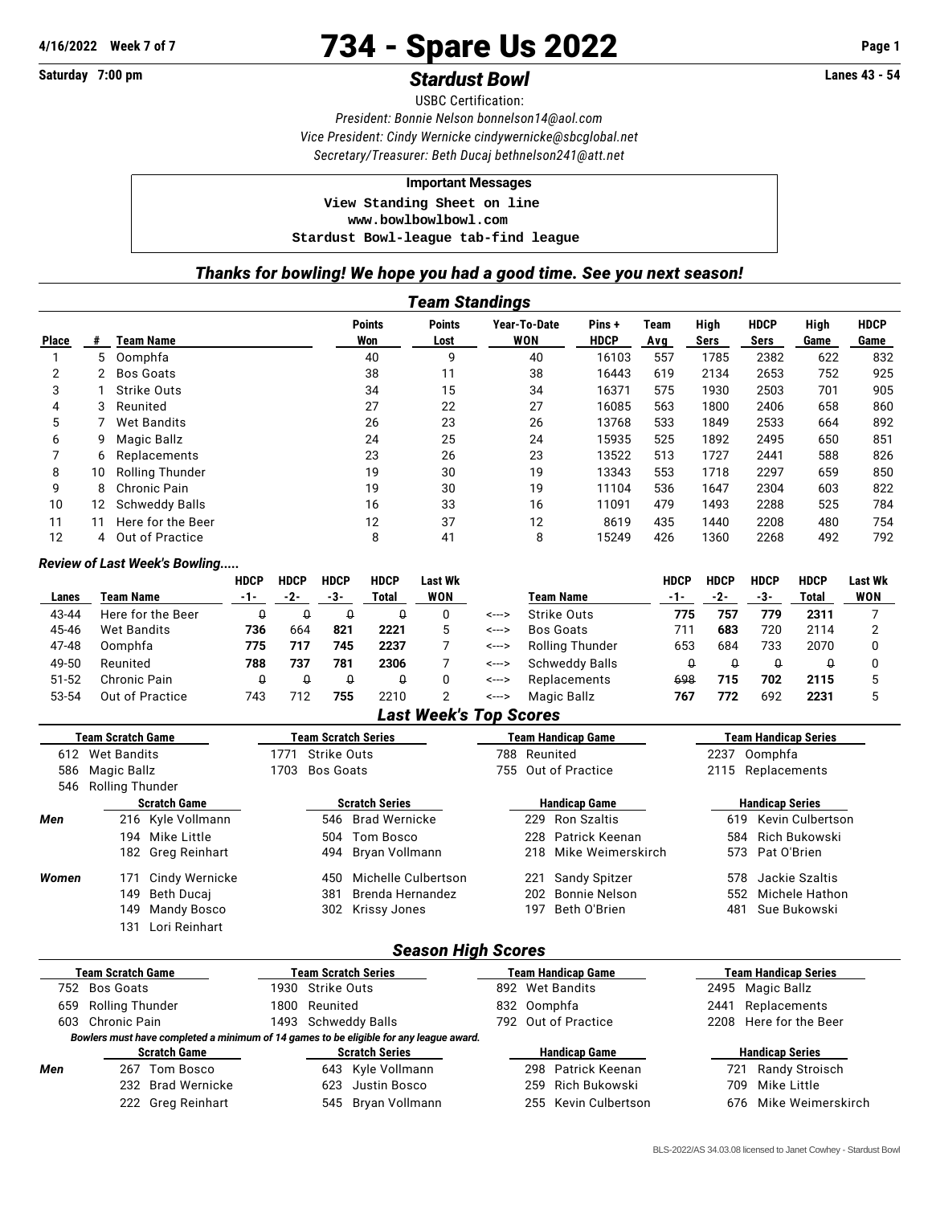4/16/2022 Week 7 of 7

# 734 - Spare Us 2022

Saturday 7:00 pm

## *Stardust Bowl*

Lanes 43 - 54

USBC Certification:

*President: Bonnie Nelson bonnelson14@aol.com*

*Vice President: Cindy Wernicke cindywernicke@sbcglobal.net*

*Secretary/Treasurer: Beth Ducaj bethnelson241@att.net*

**Important Messages**

```
View Standing Sheet on line
www.bowlbowlbowl.com
Stardust Bowl-league tab-find league
```

### *Thanks for bowling! We hope you had a good time. See you next season!*

### *Team Standings*

| Place | # | Team Name | Points Won | Points Lost | Year-To-Date WON | Pins + HDCP | Team Avg | High Sers | HDCP Sers | High Game | HDCP Game |
|---|---|---|---|---|---|---|---|---|---|---|---|
| 1 | 5 | Oomphfa | 40 | 9 | 40 | 16103 | 557 | 1785 | 2382 | 622 | 832 |
| 2 | 2 | Bos Goats | 38 | 11 | 38 | 16443 | 619 | 2134 | 2653 | 752 | 925 |
| 3 | 1 | Strike Outs | 34 | 15 | 34 | 16371 | 575 | 1930 | 2503 | 701 | 905 |
| 4 | 3 | Reunited | 27 | 22 | 27 | 16085 | 563 | 1800 | 2406 | 658 | 860 |
| 5 | 7 | Wet Bandits | 26 | 23 | 26 | 13768 | 533 | 1849 | 2533 | 664 | 892 |
| 6 | 9 | Magic Ballz | 24 | 25 | 24 | 15935 | 525 | 1892 | 2495 | 650 | 851 |
| 7 | 6 | Replacements | 23 | 26 | 23 | 13522 | 513 | 1727 | 2441 | 588 | 826 |
| 8 | 10 | Rolling Thunder | 19 | 30 | 19 | 13343 | 553 | 1718 | 2297 | 659 | 850 |
| 9 | 8 | Chronic Pain | 19 | 30 | 19 | 11104 | 536 | 1647 | 2304 | 603 | 822 |
| 10 | 12 | Schweddy Balls | 16 | 33 | 16 | 11091 | 479 | 1493 | 2288 | 525 | 784 |
| 11 | 11 | Here for the Beer | 12 | 37 | 12 | 8619 | 435 | 1440 | 2208 | 480 | 754 |
| 12 | 4 | Out of Practice | 8 | 41 | 8 | 15249 | 426 | 1360 | 2268 | 492 | 792 |

*Review of Last Week's Bowling.....*

| Lanes | Team Name | HDCP -1- | HDCP -2- | HDCP -3- | HDCP Total | Last Wk WON | | Team Name | HDCP -1- | HDCP -2- | HDCP -3- | HDCP Total | Last Wk WON |
|---|---|---|---|---|---|---|---|---|---|---|---|---|---|
| 43-44 | Here for the Beer | 0 | 0 | 0 | 0 | 0 | <---> | Strike Outs | 775 | 757 | 779 | 2311 | 7 |
| 45-46 | Wet Bandits | 736 | 664 | 821 | 2221 | 5 | <---> | Bos Goats | 711 | 683 | 720 | 2114 | 2 |
| 47-48 | Oomphfa | 775 | 717 | 745 | 2237 | 7 | <---> | Rolling Thunder | 653 | 684 | 733 | 2070 | 0 |
| 49-50 | Reunited | 788 | 737 | 781 | 2306 | 7 | <---> | Schweddy Balls | 0 | 0 | 0 | 0 | 0 |
| 51-52 | Chronic Pain | 0 | 0 | 0 | 0 | 0 | <---> | Replacements | 698 | 715 | 702 | 2115 | 5 |
| 53-54 | Out of Practice | 743 | 712 | 755 | 2210 | 2 | <---> | Magic Ballz | 767 | 772 | 692 | 2231 | 5 |

### *Last Week's Top Scores*

| Team Scratch Game | Team Scratch Series | Team Handicap Game | Team Handicap Series |
|---|---|---|---|
| 612 Wet Bandits | 1771 Strike Outs | 788 Reunited | 2237 Oomphfa |
| 586 Magic Ballz | 1703 Bos Goats | 755 Out of Practice | 2115 Replacements |
| 546 Rolling Thunder | | | |

| | Scratch Game | Scratch Series | Handicap Game | Handicap Series |
|---|---|---|---|---|
| *Men* | 216 Kyle Vollmann | 546 Brad Wernicke | 229 Ron Szaltis | 619 Kevin Culbertson |
| | 194 Mike Little | 504 Tom Bosco | 228 Patrick Keenan | 584 Rich Bukowski |
| | 182 Greg Reinhart | 494 Bryan Vollmann | 218 Mike Weimerskirch | 573 Pat O'Brien |
| *Women* | 171 Cindy Wernicke | 450 Michelle Culbertson | 221 Sandy Spitzer | 578 Jackie Szaltis |
| | 149 Beth Ducaj | 381 Brenda Hernandez | 202 Bonnie Nelson | 552 Michele Hathon |
| | 149 Mandy Bosco | 302 Krissy Jones | 197 Beth O'Brien | 481 Sue Bukowski |
| | 131 Lori Reinhart | | | |

### *Season High Scores*

| Team Scratch Game | Team Scratch Series | Team Handicap Game | Team Handicap Series |
|---|---|---|---|
| 752 Bos Goats | 1930 Strike Outs | 892 Wet Bandits | 2495 Magic Ballz |
| 659 Rolling Thunder | 1800 Reunited | 832 Oomphfa | 2441 Replacements |
| 603 Chronic Pain | 1493 Schweddy Balls | 792 Out of Practice | 2208 Here for the Beer |

*Bowlers must have completed a minimum of 14 games to be eligible for any league award.*

| | Scratch Game | Scratch Series | Handicap Game | Handicap Series |
|---|---|---|---|---|
| *Men* | 267 Tom Bosco | 643 Kyle Vollmann | 298 Patrick Keenan | 721 Randy Stroisch |
| | 232 Brad Wernicke | 623 Justin Bosco | 259 Rich Bukowski | 709 Mike Little |
| | 222 Greg Reinhart | 545 Bryan Vollmann | 255 Kevin Culbertson | 676 Mike Weimerskirch |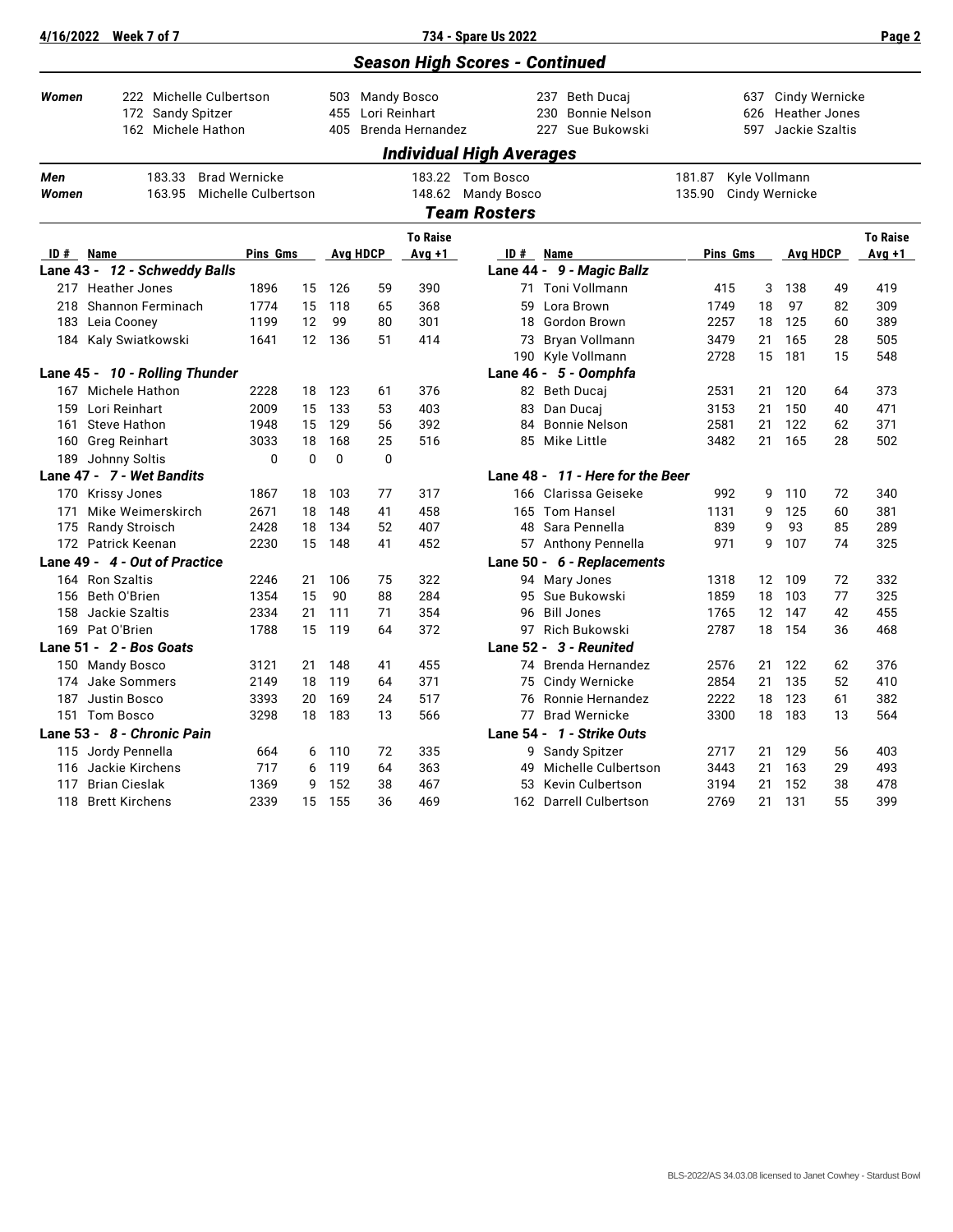## Season High Scores - Continued

| | | | | |
|---|---|---|---|---|
| **Women** | 222 Michelle Culbertson | 503 Mandy Bosco | 237 Beth Ducaj | 637 Cindy Wernicke |
| | 172 Sandy Spitzer | 455 Lori Reinhart | 230 Bonnie Nelson | 626 Heather Jones |
| | 162 Michele Hathon | 405 Brenda Hernandez | 227 Sue Bukowski | 597 Jackie Szaltis |

## Individual High Averages

| | | | |
|---|---|---|---|
| **Men** | 183.33 Brad Wernicke | 183.22 Tom Bosco | 181.87 Kyle Vollmann |
| **Women** | 163.95 Michelle Culbertson | 148.62 Mandy Bosco | 135.90 Cindy Wernicke |

## Team Rosters

| ID # | Name | Pins | Gms | Avg | HDCP | To Raise Avg +1 |
|---|---|---|---|---|---|---|
| **Lane 43 - *12 - Schweddy Balls*** | | | | | | |
| 217 | Heather Jones | 1896 | 15 | 126 | 59 | 390 |
| 218 | Shannon Ferminach | 1774 | 15 | 118 | 65 | 368 |
| 183 | Leia Cooney | 1199 | 12 | 99 | 80 | 301 |
| 184 | Kaly Swiatkowski | 1641 | 12 | 136 | 51 | 414 |
| **Lane 44 - *9 - Magic Ballz*** | | | | | | |
| 71 | Toni Vollmann | 415 | 3 | 138 | 49 | 419 |
| 59 | Lora Brown | 1749 | 18 | 97 | 82 | 309 |
| 18 | Gordon Brown | 2257 | 18 | 125 | 60 | 389 |
| 73 | Bryan Vollmann | 3479 | 21 | 165 | 28 | 505 |
| 190 | Kyle Vollmann | 2728 | 15 | 181 | 15 | 548 |
| **Lane 45 - *10 - Rolling Thunder*** | | | | | | |
| 167 | Michele Hathon | 2228 | 18 | 123 | 61 | 376 |
| 159 | Lori Reinhart | 2009 | 15 | 133 | 53 | 403 |
| 161 | Steve Hathon | 1948 | 15 | 129 | 56 | 392 |
| 160 | Greg Reinhart | 3033 | 18 | 168 | 25 | 516 |
| 189 | Johnny Soltis | 0 | 0 | 0 | 0 | |
| **Lane 46 - *5 - Oomphfa*** | | | | | | |
| 82 | Beth Ducaj | 2531 | 21 | 120 | 64 | 373 |
| 83 | Dan Ducaj | 3153 | 21 | 150 | 40 | 471 |
| 84 | Bonnie Nelson | 2581 | 21 | 122 | 62 | 371 |
| 85 | Mike Little | 3482 | 21 | 165 | 28 | 502 |
| **Lane 47 - *7 - Wet Bandits*** | | | | | | |
| 170 | Krissy Jones | 1867 | 18 | 103 | 77 | 317 |
| 171 | Mike Weimerskirch | 2671 | 18 | 148 | 41 | 458 |
| 175 | Randy Stroisch | 2428 | 18 | 134 | 52 | 407 |
| 172 | Patrick Keenan | 2230 | 15 | 148 | 41 | 452 |
| **Lane 48 - *11 - Here for the Beer*** | | | | | | |
| 166 | Clarissa Geiseke | 992 | 9 | 110 | 72 | 340 |
| 165 | Tom Hansel | 1131 | 9 | 125 | 60 | 381 |
| 48 | Sara Pennella | 839 | 9 | 93 | 85 | 289 |
| 57 | Anthony Pennella | 971 | 9 | 107 | 74 | 325 |
| **Lane 49 - *4 - Out of Practice*** | | | | | | |
| 164 | Ron Szaltis | 2246 | 21 | 106 | 75 | 322 |
| 156 | Beth O'Brien | 1354 | 15 | 90 | 88 | 284 |
| 158 | Jackie Szaltis | 2334 | 21 | 111 | 71 | 354 |
| 169 | Pat O'Brien | 1788 | 15 | 119 | 64 | 372 |
| **Lane 50 - *6 - Replacements*** | | | | | | |
| 94 | Mary Jones | 1318 | 12 | 109 | 72 | 332 |
| 95 | Sue Bukowski | 1859 | 18 | 103 | 77 | 325 |
| 96 | Bill Jones | 1765 | 12 | 147 | 42 | 455 |
| 97 | Rich Bukowski | 2787 | 18 | 154 | 36 | 468 |
| **Lane 51 - *2 - Bos Goats*** | | | | | | |
| 150 | Mandy Bosco | 3121 | 21 | 148 | 41 | 455 |
| 174 | Jake Sommers | 2149 | 18 | 119 | 64 | 371 |
| 187 | Justin Bosco | 3393 | 20 | 169 | 24 | 517 |
| 151 | Tom Bosco | 3298 | 18 | 183 | 13 | 566 |
| **Lane 52 - *3 - Reunited*** | | | | | | |
| 74 | Brenda Hernandez | 2576 | 21 | 122 | 62 | 376 |
| 75 | Cindy Wernicke | 2854 | 21 | 135 | 52 | 410 |
| 76 | Ronnie Hernandez | 2222 | 18 | 123 | 61 | 382 |
| 77 | Brad Wernicke | 3300 | 18 | 183 | 13 | 564 |
| **Lane 53 - *8 - Chronic Pain*** | | | | | | |
| 115 | Jordy Pennella | 664 | 6 | 110 | 72 | 335 |
| 116 | Jackie Kirchens | 717 | 6 | 119 | 64 | 363 |
| 117 | Brian Cieslak | 1369 | 9 | 152 | 38 | 467 |
| 118 | Brett Kirchens | 2339 | 15 | 155 | 36 | 469 |
| **Lane 54 - *1 - Strike Outs*** | | | | | | |
| 9 | Sandy Spitzer | 2717 | 21 | 129 | 56 | 403 |
| 49 | Michelle Culbertson | 3443 | 21 | 163 | 29 | 493 |
| 53 | Kevin Culbertson | 3194 | 21 | 152 | 38 | 478 |
| 162 | Darrell Culbertson | 2769 | 21 | 131 | 55 | 399 |